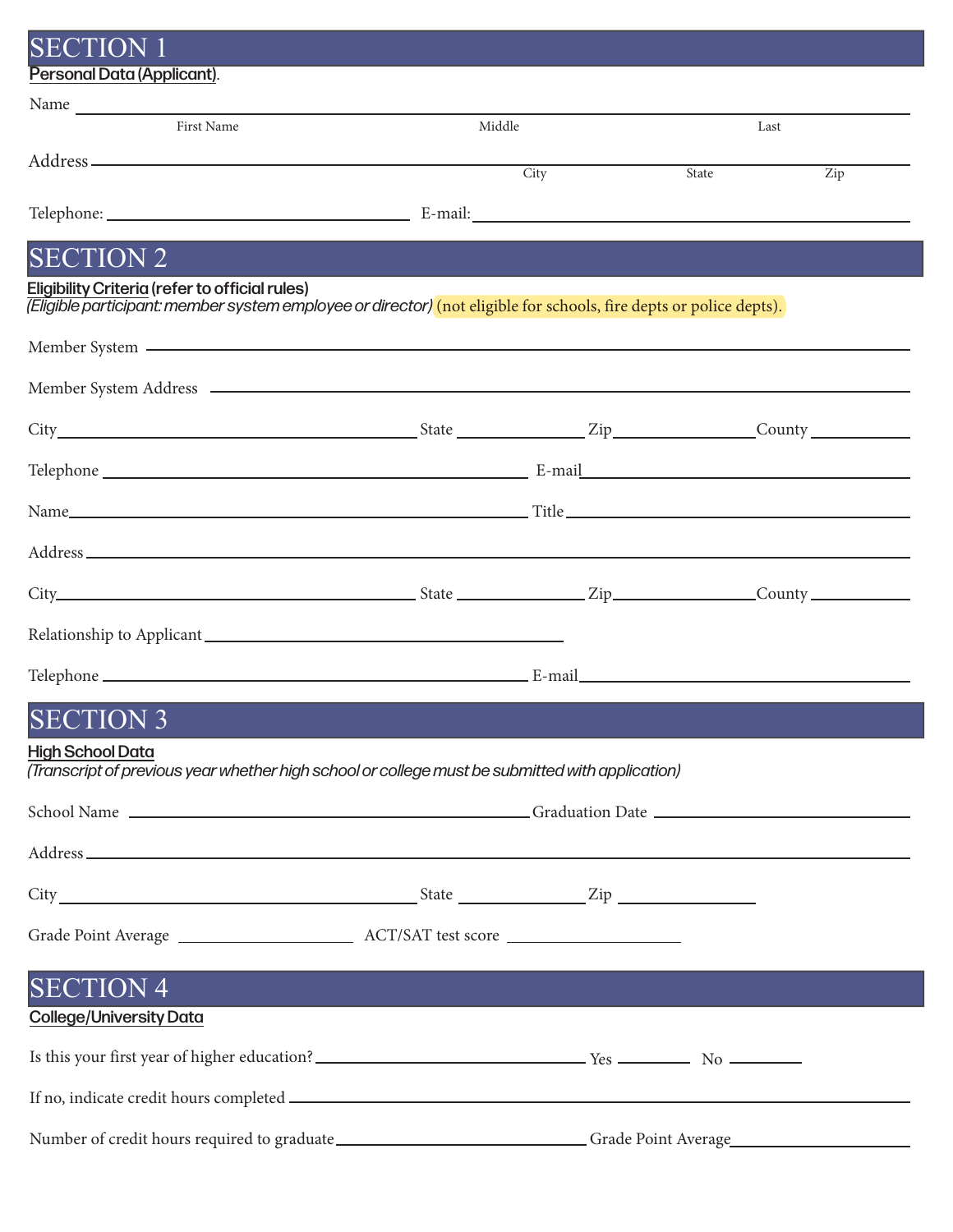# SECTION 1

Personal Data (Applicant).

Name ______________________________________________

First Name Middle Last

Address ______________________________________________

City State Zip

Telephone: ______________________ E-mail: ______________________

# SECTION 2

**Eligibility Criteria (refer to official rules)**

*(Eligible participant: member system employee or director)* (not eligible for schools, fire depts or police depts).

Member System ______________________________________________

Member System Address ______________________________________________

City ______________________ State ____________ Zip ____________ County ____________

Telephone ______________________ E-mail ______________________

Name ______________________ Title ______________________

Address ______________________________________________

City ______________________ State ____________ Zip ____________ County ____________

Relationship to Applicant ______________________

Telephone ______________________ E-mail ______________________

# SECTION 3

**High School Data**

*(Transcript of previous year whether high school or college must be submitted with application)*

School Name ______________________ Graduation Date ______________________

Address ______________________________________________

City ______________________ State ____________ Zip ____________

Grade Point Average ____________ ACT/SAT test score ____________

# SECTION 4

**College/University Data**

Is this your first year of higher education? ______________________ Yes ________ No ________

If no, indicate credit hours completed ______________________________________________

Number of credit hours required to graduate ______________________ Grade Point Average ______________________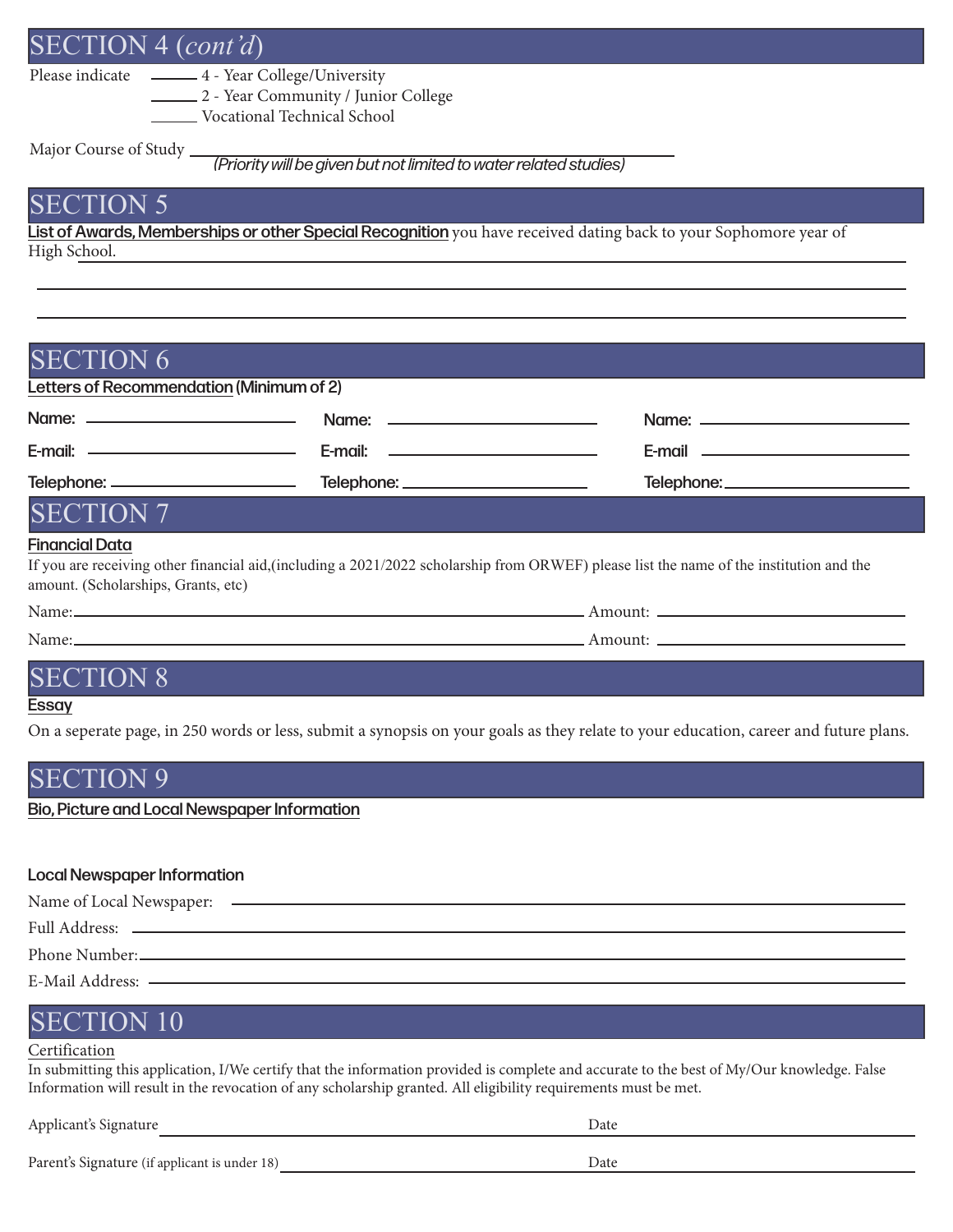## SECTION 4 (*cont'd*)

Please indicate ______ 4 - Year College/University
______ 2 - Year Community / Junior College
______ Vocational Technical School

Major Course of Study ____________________________________________
*(Priority will be given but not limited to water related studies)*

## SECTION 5

**List of Awards, Memberships or other Special Recognition** you have received dating back to your Sophomore year of High School. ____________________________________________

____________________________________________

____________________________________________

## SECTION 6

**Letters of Recommendation (Minimum of 2)**

| | | |
|---|---|---|
| **Name:** ______________ | **Name:** ______________ | **Name:** ______________ |
| **E-mail:** ______________ | **E-mail:** ______________ | **E-mail** ______________ |
| **Telephone:** ______________ | **Telephone:** ______________ | **Telephone:** ______________ |

## SECTION 7

**Financial Data**

If you are receiving other financial aid,(including a 2021/2022 scholarship from ORWEF) please list the name of the institution and the amount. (Scholarships, Grants, etc)

Name:______________________________ Amount: ______________

Name:______________________________ Amount: ______________

## SECTION 8

**Essay**

On a seperate page, in 250 words or less, submit a synopsis on your goals as they relate to your education, career and future plans.

## SECTION 9

**Bio, Picture and Local Newspaper Information**

**Local Newspaper Information**

Name of Local Newspaper: ______________________________

Full Address: ______________________________

Phone Number: ______________________________

E-Mail Address: ______________________________

## SECTION 10

Certification

In submitting this application, I/We certify that the information provided is complete and accurate to the best of My/Our knowledge. False Information will result in the revocation of any scholarship granted. All eligibility requirements must be met.

Applicant's Signature ______________________________ Date ______________

Parent's Signature (if applicant is under 18) ______________________________ Date ______________